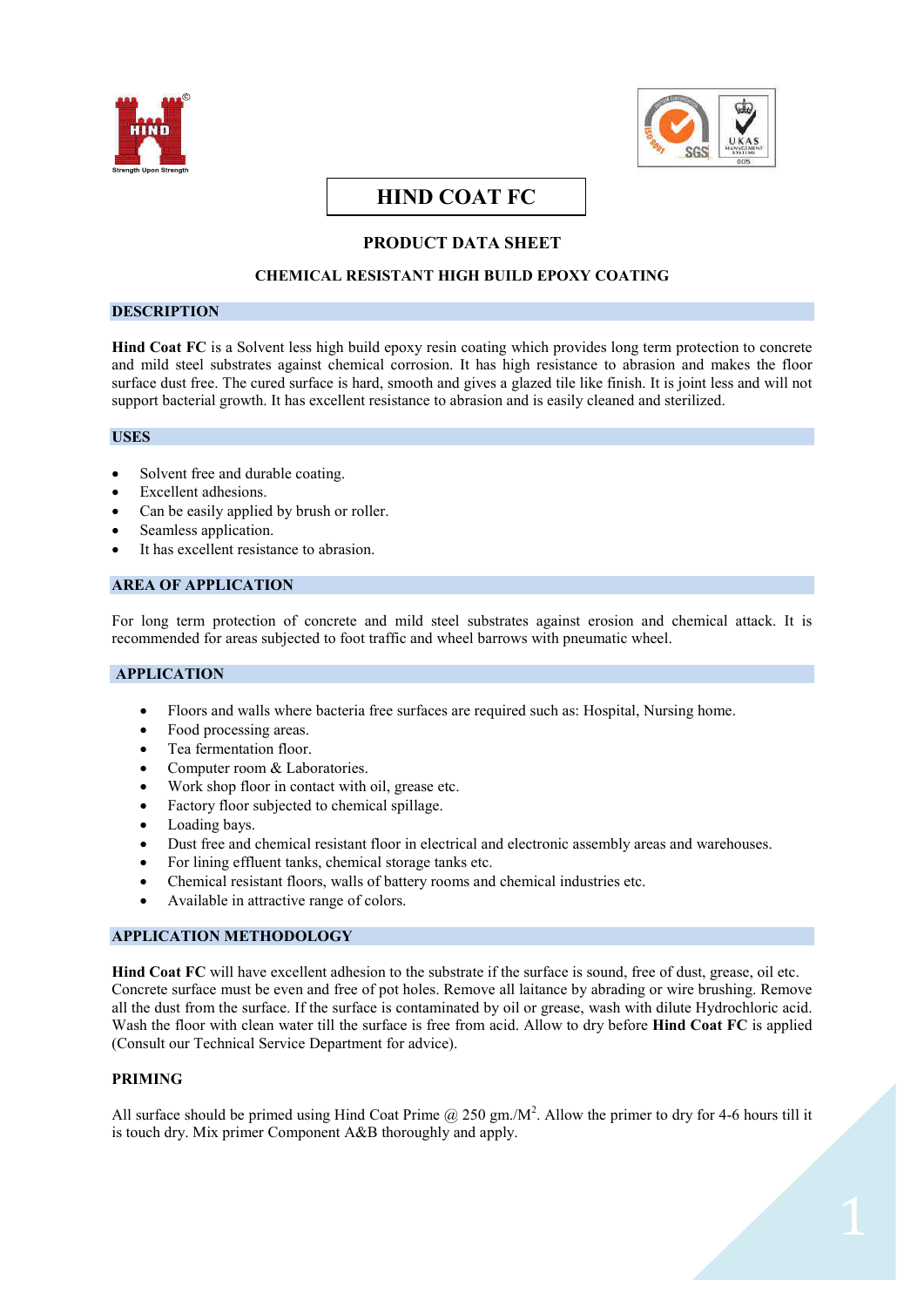# HIND COAT FC

## PRODUCT DATA SHEET

### CHEMICAL RESISTANT HIGH BUILD EPOXY COATING

## DESCRIPTION

**Hind Coat FC** is a Solvent less high build epoxy resin coating which provides long term protection to concrete and mild steel substrates against chemical corrosion. It has high resistance to abrasion and makes the floor surface dust free. The cured surface is hard, smooth and gives a glazed tile like finish. It is joint less and will not support bacterial growth. It has excellent resistance to abrasion and is easily cleaned and sterilized.

## USES

- Solvent free and durable coating.
- Excellent adhesions.
- Can be easily applied by brush or roller.
- Seamless application.
- It has excellent resistance to abrasion.

## AREA OF APPLICATION

For long term protection of concrete and mild steel substrates against erosion and chemical attack. It is recommended for areas subjected to foot traffic and wheel barrows with pneumatic wheel.

## APPLICATION

- Floors and walls where bacteria free surfaces are required such as: Hospital, Nursing home.
- Food processing areas.
- Tea fermentation floor.
- Computer room & Laboratories.
- Work shop floor in contact with oil, grease etc.
- Factory floor subjected to chemical spillage.
- Loading bays.
- Dust free and chemical resistant floor in electrical and electronic assembly areas and warehouses.
- For lining effluent tanks, chemical storage tanks etc.
- Chemical resistant floors, walls of battery rooms and chemical industries etc.
- Available in attractive range of colors.

## APPLICATION METHODOLOGY

**Hind Coat FC** will have excellent adhesion to the substrate if the surface is sound, free of dust, grease, oil etc. Concrete surface must be even and free of pot holes. Remove all laitance by abrading or wire brushing. Remove all the dust from the surface. If the surface is contaminated by oil or grease, wash with dilute Hydrochloric acid. Wash the floor with clean water till the surface is free from acid. Allow to dry before **Hind Coat FC** is applied (Consult our Technical Service Department for advice).

### PRIMING

All surface should be primed using Hind Coat Prime @ 250 gm./M$^2$. Allow the primer to dry for 4-6 hours till it is touch dry. Mix primer Component A&B thoroughly and apply.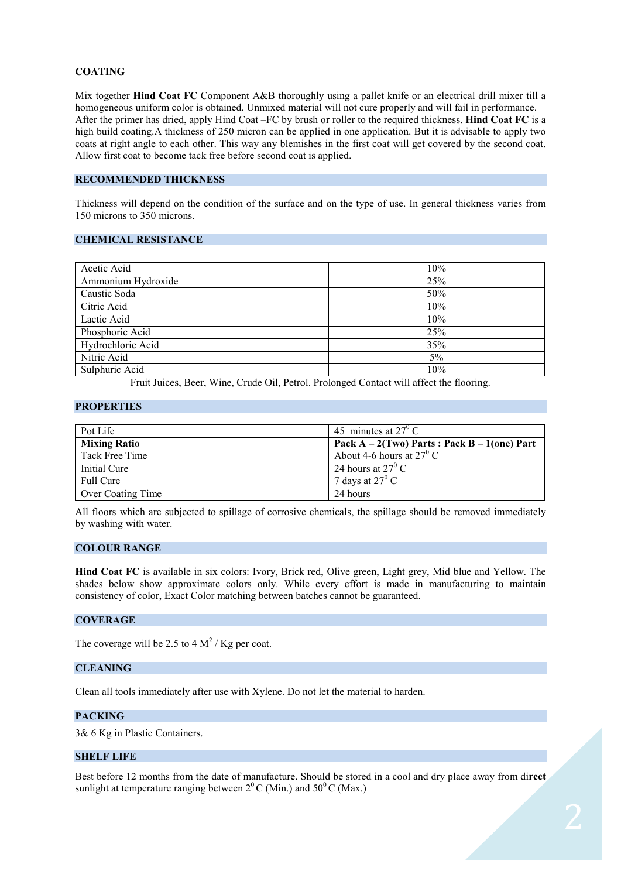## COATING

Mix together **Hind Coat FC** Component A&B thoroughly using a pallet knife or an electrical drill mixer till a homogeneous uniform color is obtained. Unmixed material will not cure properly and will fail in performance. After the primer has dried, apply Hind Coat –FC by brush or roller to the required thickness. **Hind Coat FC** is a high build coating.A thickness of 250 micron can be applied in one application. But it is advisable to apply two coats at right angle to each other. This way any blemishes in the first coat will get covered by the second coat. Allow first coat to become tack free before second coat is applied.

## RECOMMENDED THICKNESS

Thickness will depend on the condition of the surface and on the type of use. In general thickness varies from 150 microns to 350 microns.

## CHEMICAL RESISTANCE

| | |
|---|---|
| Acetic Acid | 10% |
| Ammonium Hydroxide | 25% |
| Caustic Soda | 50% |
| Citric Acid | 10% |
| Lactic Acid | 10% |
| Phosphoric Acid | 25% |
| Hydrochloric Acid | 35% |
| Nitric Acid | 5% |
| Sulphuric Acid | 10% |

Fruit Juices, Beer, Wine, Crude Oil, Petrol. Prolonged Contact will affect the flooring.

## PROPERTIES

| | |
|---|---|
| Pot Life | 45 minutes at $27^0$ C |
| **Mixing Ratio** | **Pack A – 2(Two) Parts : Pack B – 1(one) Part** |
| Tack Free Time | About 4-6 hours at $27^0$ C |
| Initial Cure | 24 hours at $27^0$ C |
| Full Cure | 7 days at $27^0$ C |
| Over Coating Time | 24 hours |

All floors which are subjected to spillage of corrosive chemicals, the spillage should be removed immediately by washing with water.

## COLOUR RANGE

**Hind Coat FC** is available in six colors: Ivory, Brick red, Olive green, Light grey, Mid blue and Yellow. The shades below show approximate colors only. While every effort is made in manufacturing to maintain consistency of color, Exact Color matching between batches cannot be guaranteed.

## COVERAGE

The coverage will be 2.5 to 4 $M^2$ / Kg per coat.

## CLEANING

Clean all tools immediately after use with Xylene. Do not let the material to harden.

## PACKING

3& 6 Kg in Plastic Containers.

## SHELF LIFE

Best before 12 months from the date of manufacture. Should be stored in a cool and dry place away from direct sunlight at temperature ranging between $2^0$ C (Min.) and $50^0$ C (Max.)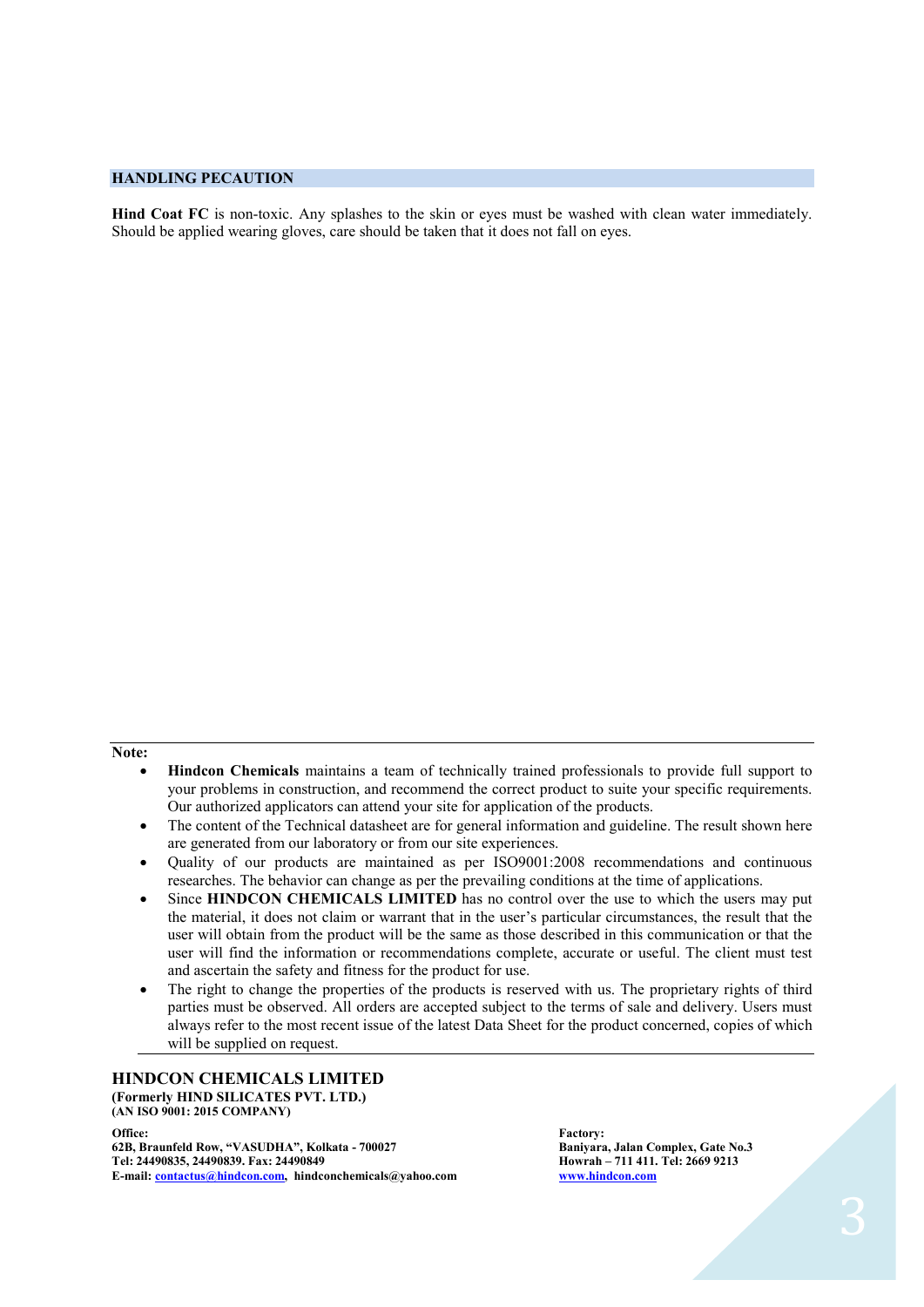## HANDLING PECAUTION

**Hind Coat FC** is non-toxic. Any splashes to the skin or eyes must be washed with clean water immediately. Should be applied wearing gloves, care should be taken that it does not fall on eyes.

**Note:**

- **Hindcon Chemicals** maintains a team of technically trained professionals to provide full support to your problems in construction, and recommend the correct product to suite your specific requirements. Our authorized applicators can attend your site for application of the products.
- The content of the Technical datasheet are for general information and guideline. The result shown here are generated from our laboratory or from our site experiences.
- Quality of our products are maintained as per ISO9001:2008 recommendations and continuous researches. The behavior can change as per the prevailing conditions at the time of applications.
- Since **HINDCON CHEMICALS LIMITED** has no control over the use to which the users may put the material, it does not claim or warrant that in the user's particular circumstances, the result that the user will obtain from the product will be the same as those described in this communication or that the user will find the information or recommendations complete, accurate or useful. The client must test and ascertain the safety and fitness for the product for use.
- The right to change the properties of the products is reserved with us. The proprietary rights of third parties must be observed. All orders are accepted subject to the terms of sale and delivery. Users must always refer to the most recent issue of the latest Data Sheet for the product concerned, copies of which will be supplied on request.

**HINDCON CHEMICALS LIMITED**
**(Formerly HIND SILICATES PVT. LTD.)**
**(AN ISO 9001: 2015 COMPANY)**

**Office:**
**62B, Braunfeld Row, "VASUDHA", Kolkata - 700027**
**Tel: 24490835, 24490839. Fax: 24490849**
**E-mail: contactus@hindcon.com, hindconchemicals@yahoo.com**

**Factory:**
**Baniyara, Jalan Complex, Gate No.3**
**Howrah – 711 411. Tel: 2669 9213**
**www.hindcon.com**